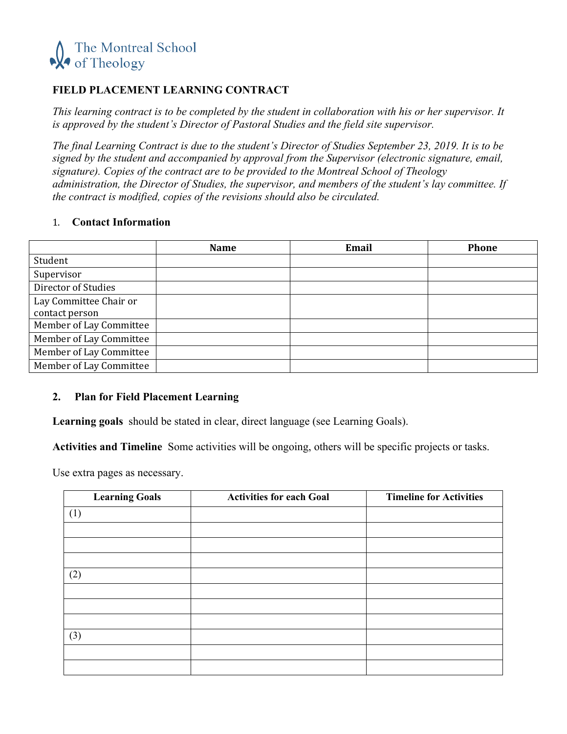The Montreal School of Theology

# FIELD PLACEMENT LEARNING CONTRACT

*This learning contract is to be completed by the student in collaboration with his or her supervisor. It is approved by the student's Director of Pastoral Studies and the field site supervisor.*

*The final Learning Contract is due to the student's Director of Studies September 23, 2019. It is to be signed by the student and accompanied by approval from the Supervisor (electronic signature, email, signature). Copies of the contract are to be provided to the Montreal School of Theology administration, the Director of Studies, the supervisor, and members of the student's lay committee. If the contract is modified, copies of the revisions should also be circulated.*

## 1. Contact Information

| | Name | Email | Phone |
|---|---|---|---|
| Student | | | |
| Supervisor | | | |
| Director of Studies | | | |
| Lay Committee Chair or contact person | | | |
| Member of Lay Committee | | | |
| Member of Lay Committee | | | |
| Member of Lay Committee | | | |
| Member of Lay Committee | | | |

## 2. Plan for Field Placement Learning

**Learning goals** should be stated in clear, direct language (see Learning Goals).

**Activities and Timeline** Some activities will be ongoing, others will be specific projects or tasks.

Use extra pages as necessary.

| Learning Goals | Activities for each Goal | Timeline for Activities |
|---|---|---|
| (1) | | |
| | | |
| | | |
| | | |
| (2) | | |
| | | |
| | | |
| | | |
| (3) | | |
| | | |
| | | |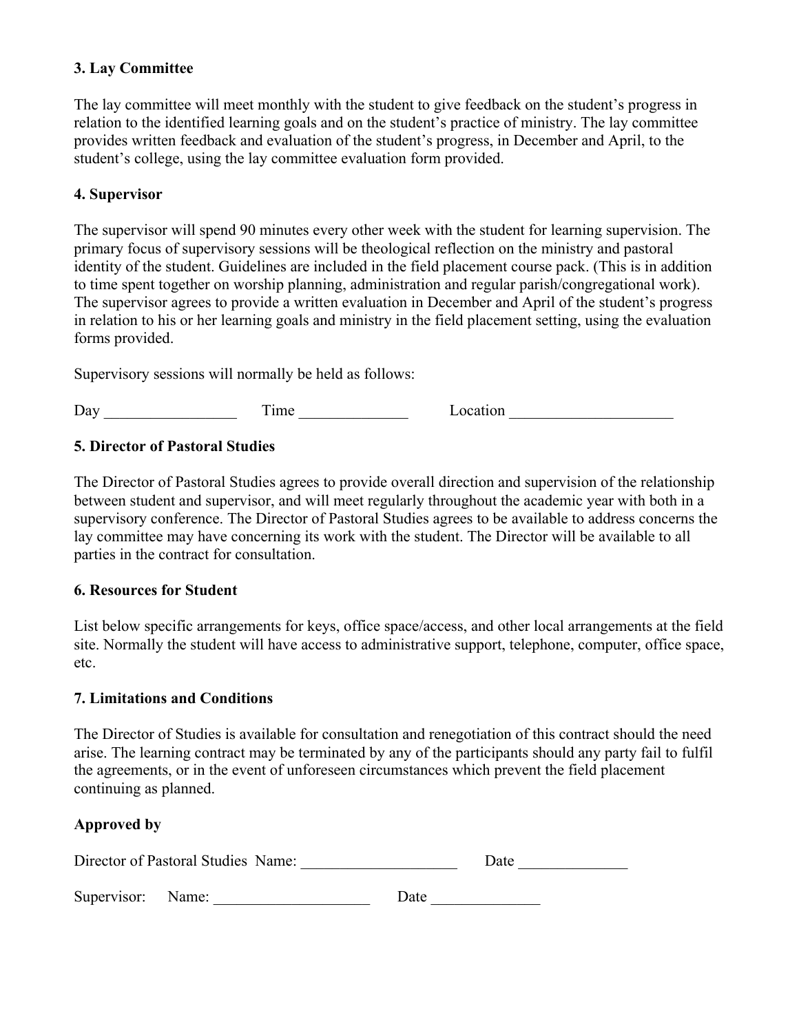**3. Lay Committee**

The lay committee will meet monthly with the student to give feedback on the student's progress in relation to the identified learning goals and on the student's practice of ministry. The lay committee provides written feedback and evaluation of the student's progress, in December and April, to the student's college, using the lay committee evaluation form provided.

**4. Supervisor**

The supervisor will spend 90 minutes every other week with the student for learning supervision. The primary focus of supervisory sessions will be theological reflection on the ministry and pastoral identity of the student. Guidelines are included in the field placement course pack. (This is in addition to time spent together on worship planning, administration and regular parish/congregational work). The supervisor agrees to provide a written evaluation in December and April of the student's progress in relation to his or her learning goals and ministry in the field placement setting, using the evaluation forms provided.

Supervisory sessions will normally be held as follows:

Day _________________ Time ______________ Location _____________________

**5. Director of Pastoral Studies**

The Director of Pastoral Studies agrees to provide overall direction and supervision of the relationship between student and supervisor, and will meet regularly throughout the academic year with both in a supervisory conference. The Director of Pastoral Studies agrees to be available to address concerns the lay committee may have concerning its work with the student. The Director will be available to all parties in the contract for consultation.

**6. Resources for Student**

List below specific arrangements for keys, office space/access, and other local arrangements at the field site. Normally the student will have access to administrative support, telephone, computer, office space, etc.

**7. Limitations and Conditions**

The Director of Studies is available for consultation and renegotiation of this contract should the need arise. The learning contract may be terminated by any of the participants should any party fail to fulfil the agreements, or in the event of unforeseen circumstances which prevent the field placement continuing as planned.

**Approved by**

Director of Pastoral Studies Name: ____________________ Date ______________

Supervisor: Name: ____________________ Date ______________